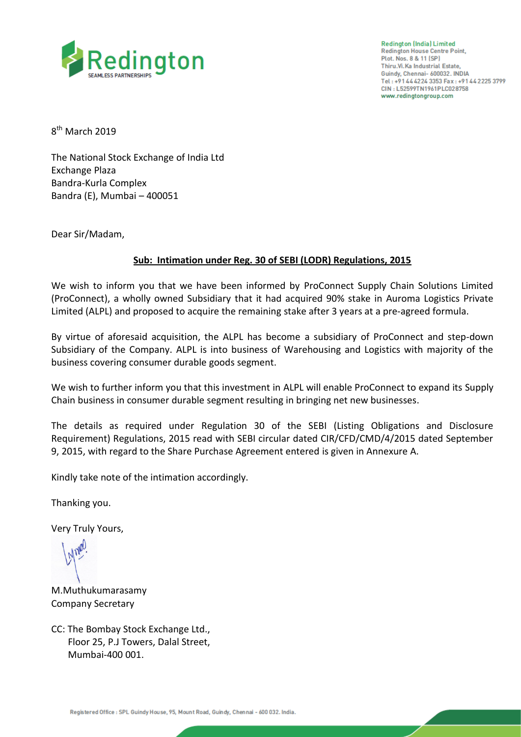Redington (India) Limited
Redington House Centre Point,
Plot. Nos. 8 & 11 (SP)
Thiru.Vi.Ka Industrial Estate,
Guindy, Chennai- 600032. INDIA
Tel : +91 44 4224 3353 Fax : +91 44 2225 3799
CIN : L52599TN1961PLC028758
www.redingtongroup.com

8th March 2019

The National Stock Exchange of India Ltd
Exchange Plaza
Bandra-Kurla Complex
Bandra (E), Mumbai – 400051

Dear Sir/Madam,

**Sub: Intimation under Reg. 30 of SEBI (LODR) Regulations, 2015**

We wish to inform you that we have been informed by ProConnect Supply Chain Solutions Limited (ProConnect), a wholly owned Subsidiary that it had acquired 90% stake in Auroma Logistics Private Limited (ALPL) and proposed to acquire the remaining stake after 3 years at a pre-agreed formula.

By virtue of aforesaid acquisition, the ALPL has become a subsidiary of ProConnect and step-down Subsidiary of the Company. ALPL is into business of Warehousing and Logistics with majority of the business covering consumer durable goods segment.

We wish to further inform you that this investment in ALPL will enable ProConnect to expand its Supply Chain business in consumer durable segment resulting in bringing net new businesses.

The details as required under Regulation 30 of the SEBI (Listing Obligations and Disclosure Requirement) Regulations, 2015 read with SEBI circular dated CIR/CFD/CMD/4/2015 dated September 9, 2015, with regard to the Share Purchase Agreement entered is given in Annexure A.

Kindly take note of the intimation accordingly.

Thanking you.

Very Truly Yours,

M.Muthukumarasamy
Company Secretary

CC: The Bombay Stock Exchange Ltd.,
Floor 25, P.J Towers, Dalal Street,
Mumbai-400 001.

Registered Office : SPL Guindy House, 95, Mount Road, Guindy, Chennai - 600 032. India.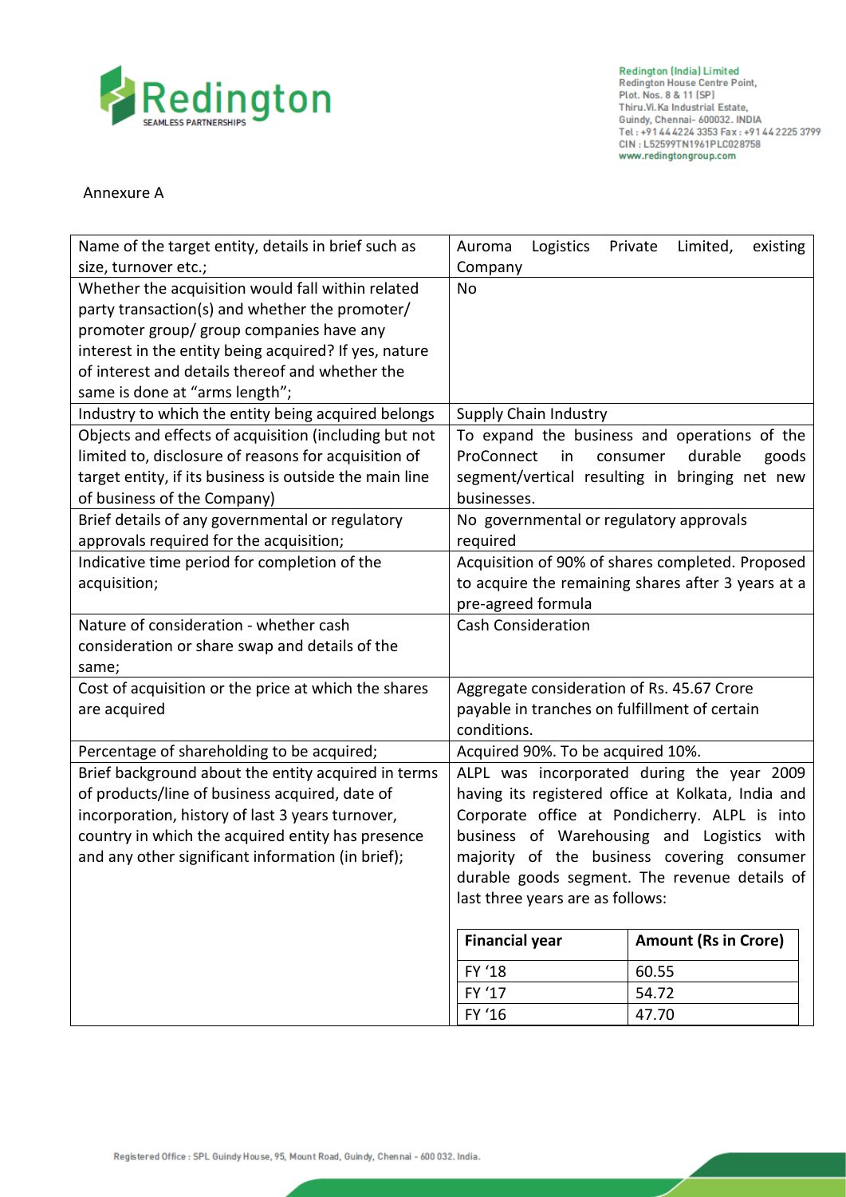Annexure A

| | |
|---|---|
| Name of the target entity, details in brief such as size, turnover etc.; | Auroma Logistics Private Limited, existing Company |
| Whether the acquisition would fall within related party transaction(s) and whether the promoter/ promoter group/ group companies have any interest in the entity being acquired? If yes, nature of interest and details thereof and whether the same is done at "arms length"; | No |
| Industry to which the entity being acquired belongs | Supply Chain Industry |
| Objects and effects of acquisition (including but not limited to, disclosure of reasons for acquisition of target entity, if its business is outside the main line of business of the Company) | To expand the business and operations of the ProConnect in consumer durable goods segment/vertical resulting in bringing net new businesses. |
| Brief details of any governmental or regulatory approvals required for the acquisition; | No governmental or regulatory approvals required |
| Indicative time period for completion of the acquisition; | Acquisition of 90% of shares completed. Proposed to acquire the remaining shares after 3 years at a pre-agreed formula |
| Nature of consideration - whether cash consideration or share swap and details of the same; | Cash Consideration |
| Cost of acquisition or the price at which the shares are acquired | Aggregate consideration of Rs. 45.67 Crore payable in tranches on fulfillment of certain conditions. |
| Percentage of shareholding to be acquired; | Acquired 90%. To be acquired 10%. |
| Brief background about the entity acquired in terms of products/line of business acquired, date of incorporation, history of last 3 years turnover, country in which the acquired entity has presence and any other significant information (in brief); | ALPL was incorporated during the year 2009 having its registered office at Kolkata, India and Corporate office at Pondicherry. ALPL is into business of Warehousing and Logistics with majority of the business covering consumer durable goods segment. The revenue details of last three years are as follows: |

| Financial year | Amount (Rs in Crore) |
|---|---|
| FY '18 | 60.55 |
| FY '17 | 54.72 |
| FY '16 | 47.70 |